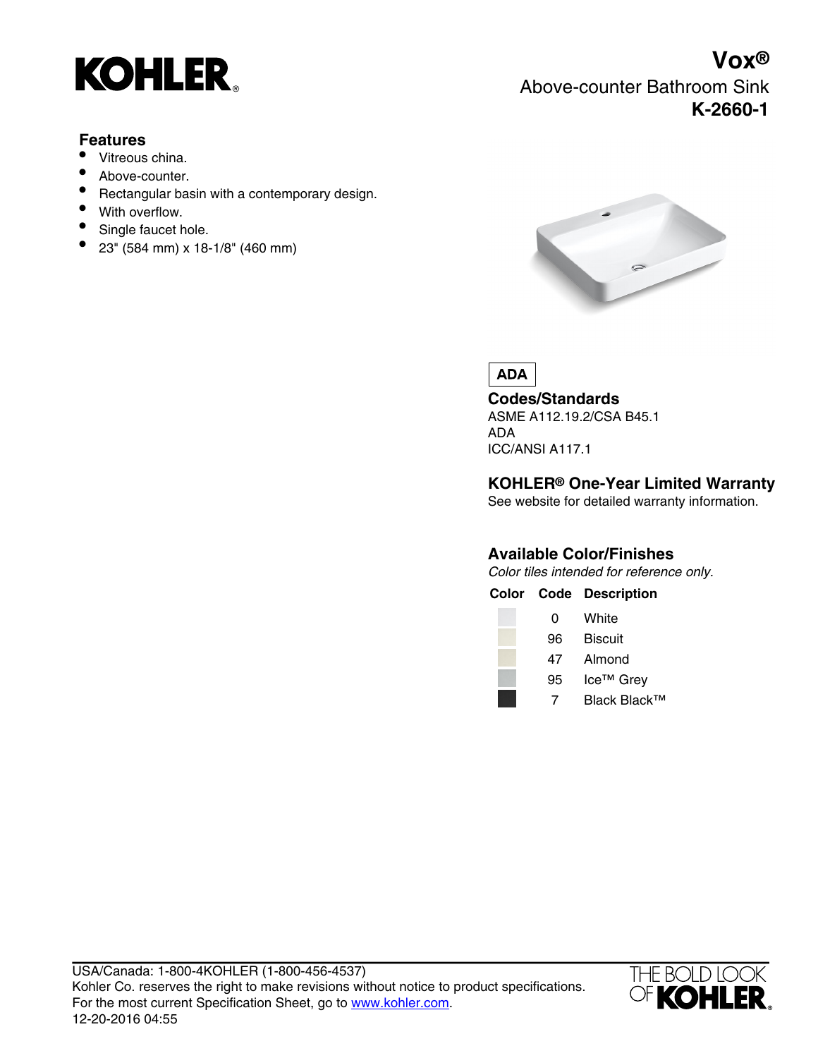KOHLER®

# Vox®

## Above-counter Bathroom Sink

## K-2660-1

### Features

- Vitreous china.
- Above-counter.
- Rectangular basin with a contemporary design.
- With overflow.
- Single faucet hole.
- 23" (584 mm) x 18-1/8" (460 mm)

**ADA**

### Codes/Standards

ASME A112.19.2/CSA B45.1
ADA
ICC/ANSI A117.1

### KOHLER® One-Year Limited Warranty

See website for detailed warranty information.

### Available Color/Finishes

*Color tiles intended for reference only.*

| Color | Code | Description |
|---|---|---|
| | 0 | White |
| | 96 | Biscuit |
| | 47 | Almond |
| | 95 | Ice™ Grey |
| | 7 | Black Black™ |

USA/Canada: 1-800-4KOHLER (1-800-456-4537)
Kohler Co. reserves the right to make revisions without notice to product specifications.
For the most current Specification Sheet, go to www.kohler.com.
12-20-2016 04:55

THE BOLD LOOK OF KOHLER®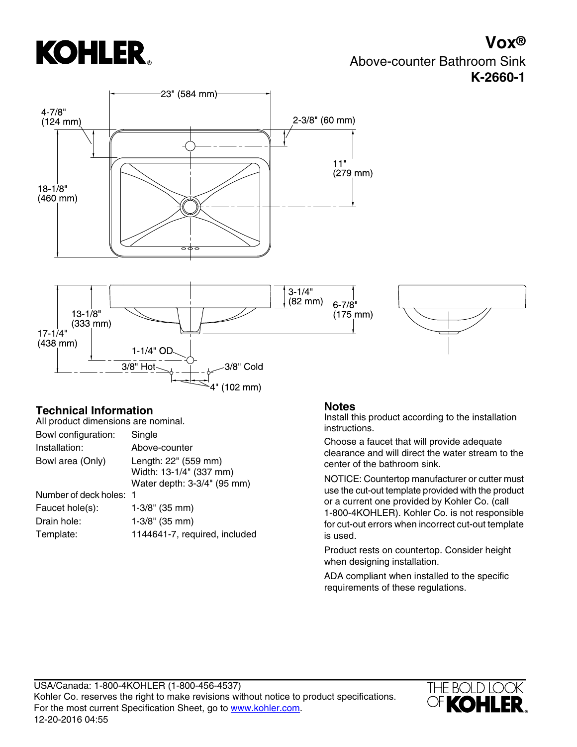# KOHLER

# Vox®

Above-counter Bathroom Sink

**K-2660-1**

23" (584 mm)

4-7/8" (124 mm)

2-3/8" (60 mm)

11" (279 mm)

18-1/8" (460 mm)

3-1/4" (82 mm)

6-7/8" (175 mm)

13-1/8" (333 mm)

17-1/4" (438 mm)

1-1/4" OD

3/8" Hot

3/8" Cold

4" (102 mm)

## Technical Information

All product dimensions are nominal.

| | |
|---|---|
| Bowl configuration: | Single |
| Installation: | Above-counter |
| Bowl area (Only) | Length: 22" (559 mm)<br>Width: 13-1/4" (337 mm)<br>Water depth: 3-3/4" (95 mm) |
| Number of deck holes: | 1 |
| Faucet hole(s): | 1-3/8" (35 mm) |
| Drain hole: | 1-3/8" (35 mm) |
| Template: | 1144641-7, required, included |

## Notes

Install this product according to the installation instructions.

Choose a faucet that will provide adequate clearance and will direct the water stream to the center of the bathroom sink.

NOTICE: Countertop manufacturer or cutter must use the cut-out template provided with the product or a current one provided by Kohler Co. (call 1-800-4KOHLER). Kohler Co. is not responsible for cut-out errors when incorrect cut-out template is used.

Product rests on countertop. Consider height when designing installation.

ADA compliant when installed to the specific requirements of these regulations.

USA/Canada: 1-800-4KOHLER (1-800-456-4537)
Kohler Co. reserves the right to make revisions without notice to product specifications.
For the most current Specification Sheet, go to www.kohler.com.
12-20-2016 04:55

THE BOLD LOOK OF KOHLER.